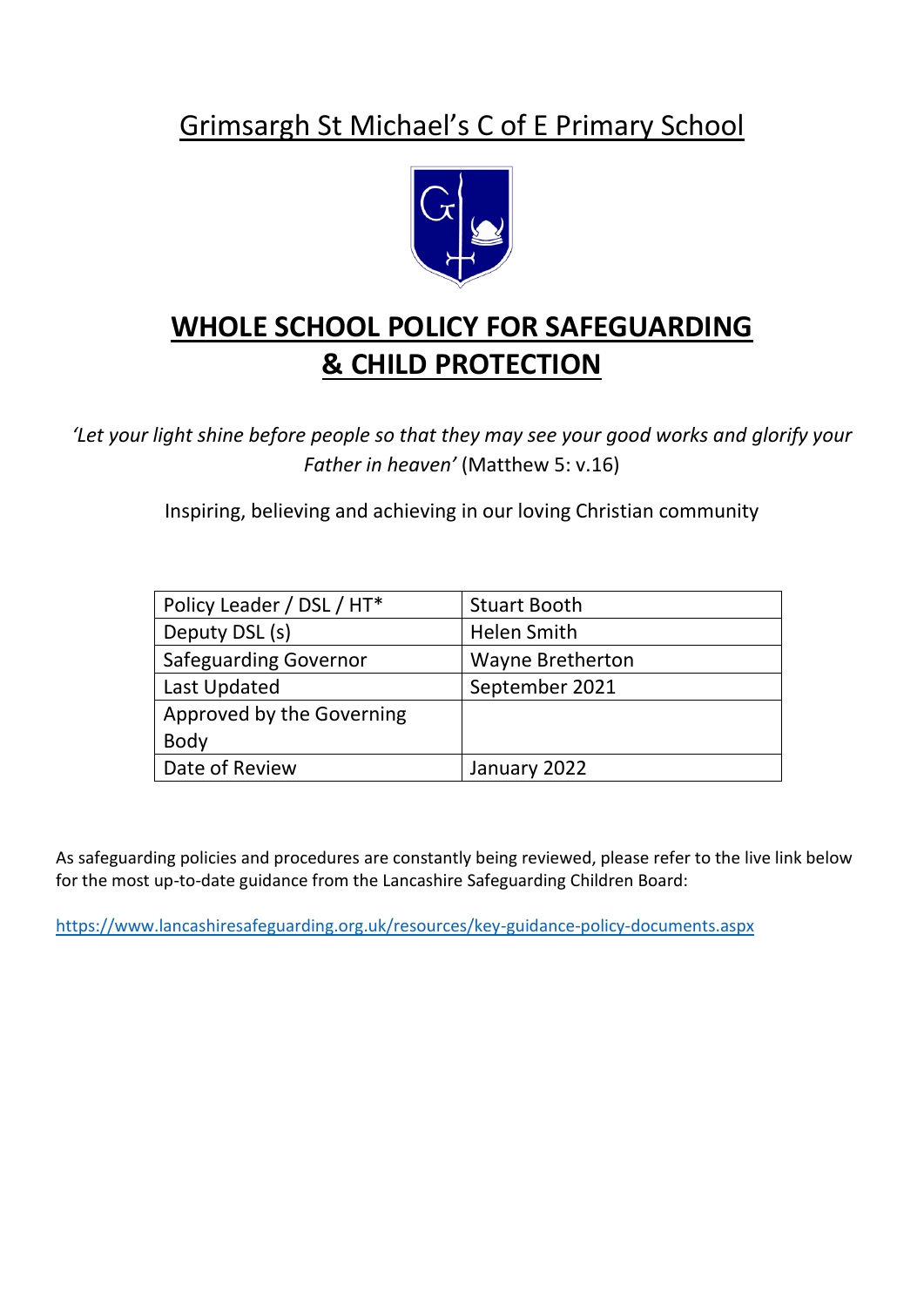# Grimsargh St Michael's C of E Primary School

## WHOLE SCHOOL POLICY FOR SAFEGUARDING & CHILD PROTECTION

*'Let your light shine before people so that they may see your good works and glorify your Father in heaven'* (Matthew 5: v.16)

Inspiring, believing and achieving in our loving Christian community

| | |
|---|---|
| Policy Leader / DSL / HT* | Stuart Booth |
| Deputy DSL (s) | Helen Smith |
| Safeguarding Governor | Wayne Bretherton |
| Last Updated | September 2021 |
| Approved by the Governing Body | |
| Date of Review | January 2022 |

As safeguarding policies and procedures are constantly being reviewed, please refer to the live link below for the most up-to-date guidance from the Lancashire Safeguarding Children Board:

https://www.lancashiresafeguarding.org.uk/resources/key-guidance-policy-documents.aspx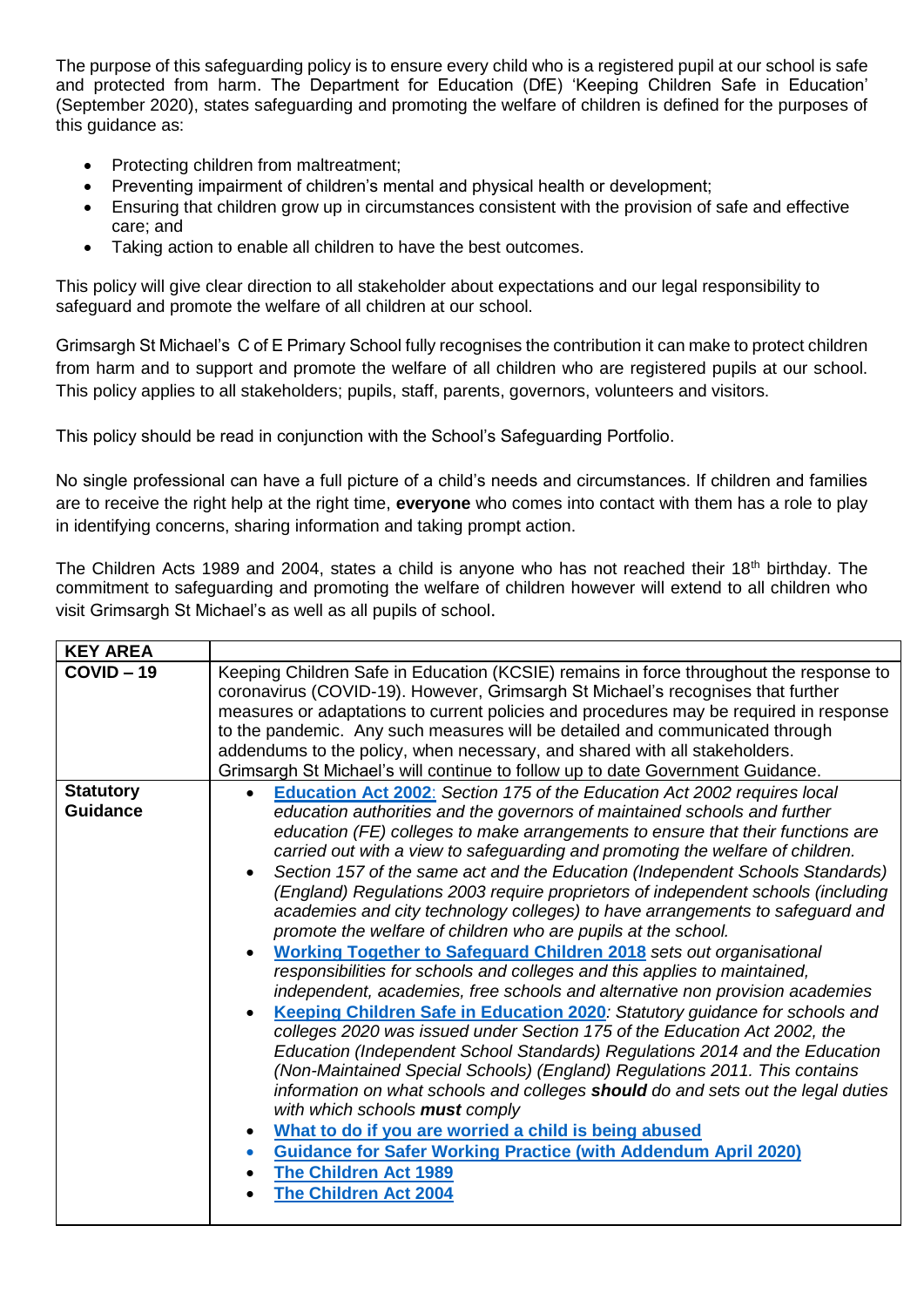The purpose of this safeguarding policy is to ensure every child who is a registered pupil at our school is safe and protected from harm. The Department for Education (DfE) 'Keeping Children Safe in Education' (September 2020), states safeguarding and promoting the welfare of children is defined for the purposes of this guidance as:

- Protecting children from maltreatment;
- Preventing impairment of children's mental and physical health or development;
- Ensuring that children grow up in circumstances consistent with the provision of safe and effective care; and
- Taking action to enable all children to have the best outcomes.

This policy will give clear direction to all stakeholder about expectations and our legal responsibility to safeguard and promote the welfare of all children at our school.

Grimsargh St Michael's C of E Primary School fully recognises the contribution it can make to protect children from harm and to support and promote the welfare of all children who are registered pupils at our school. This policy applies to all stakeholders; pupils, staff, parents, governors, volunteers and visitors.

This policy should be read in conjunction with the School's Safeguarding Portfolio.

No single professional can have a full picture of a child's needs and circumstances. If children and families are to receive the right help at the right time, **everyone** who comes into contact with them has a role to play in identifying concerns, sharing information and taking prompt action.

The Children Acts 1989 and 2004, states a child is anyone who has not reached their 18th birthday. The commitment to safeguarding and promoting the welfare of children however will extend to all children who visit Grimsargh St Michael's as well as all pupils of school.

| KEY AREA | |
|---|---|
| **COVID – 19** | Keeping Children Safe in Education (KCSIE) remains in force throughout the response to coronavirus (COVID-19). However, Grimsargh St Michael's recognises that further measures or adaptations to current policies and procedures may be required in response to the pandemic. Any such measures will be detailed and communicated through addendums to the policy, when necessary, and shared with all stakeholders. Grimsargh St Michael's will continue to follow up to date Government Guidance. |
| **Statutory Guidance** | • **Education Act 2002**: *Section 175 of the Education Act 2002 requires local education authorities and the governors of maintained schools and further education (FE) colleges to make arrangements to ensure that their functions are carried out with a view to safeguarding and promoting the welfare of children.* <br> • *Section 157 of the same act and the Education (Independent Schools Standards) (England) Regulations 2003 require proprietors of independent schools (including academies and city technology colleges) to have arrangements to safeguard and promote the welfare of children who are pupils at the school.* <br> • **Working Together to Safeguard Children 2018** *sets out organisational responsibilities for schools and colleges and this applies to maintained, independent, academies, free schools and alternative non provision academies* <br> • **Keeping Children Safe in Education 2020**: *Statutory guidance for schools and colleges 2020 was issued under Section 175 of the Education Act 2002, the Education (Independent School Standards) Regulations 2014 and the Education (Non-Maintained Special Schools) (England) Regulations 2011. This contains information on what schools and colleges* ***should*** *do and sets out the legal duties with which schools* ***must*** *comply* <br> • **What to do if you are worried a child is being abused** <br> • **Guidance for Safer Working Practice (with Addendum April 2020)** <br> • **The Children Act 1989** <br> • **The Children Act 2004** |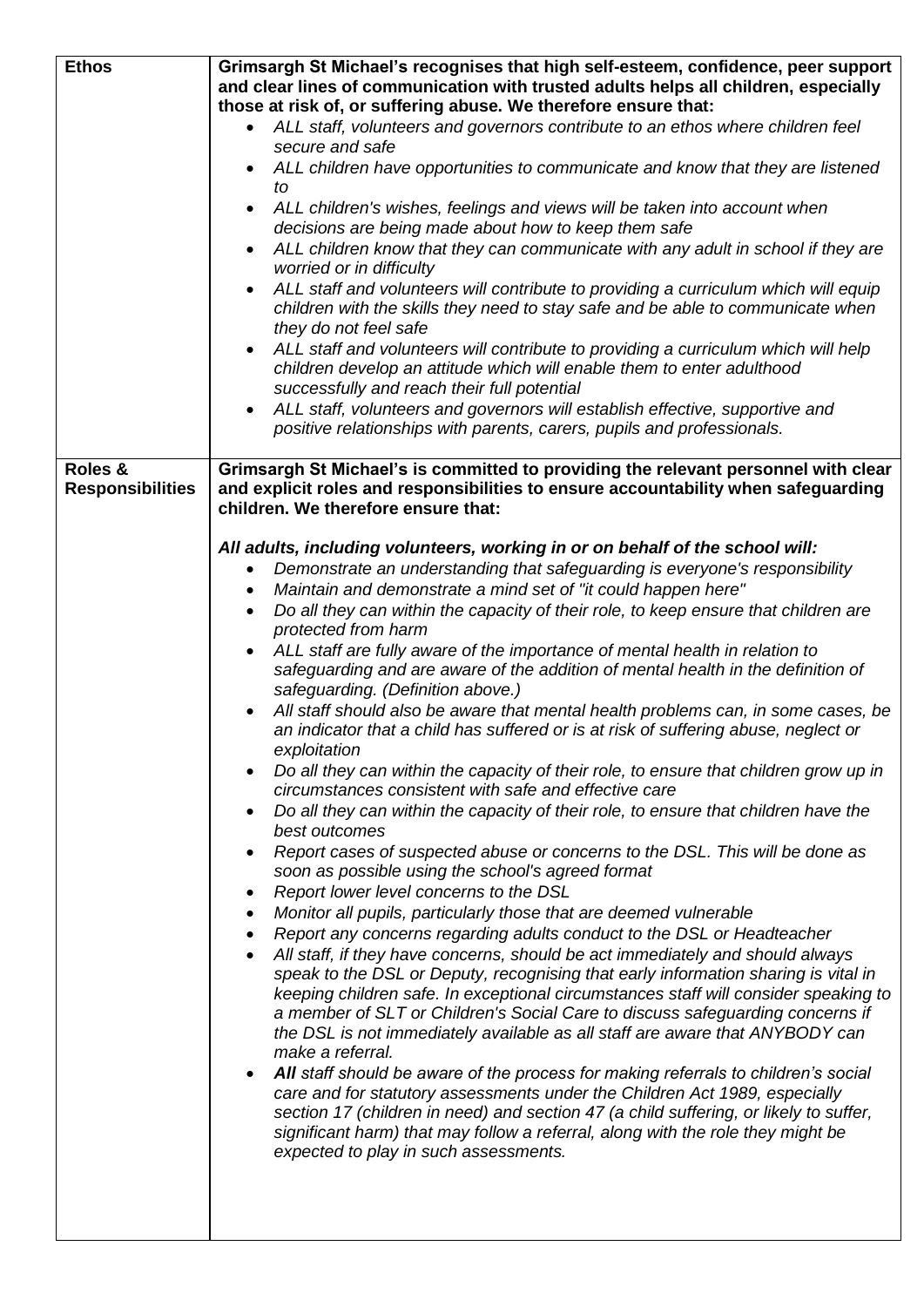| | |
|---|---|
| **Ethos** | **Grimsargh St Michael's recognises that high self-esteem, confidence, peer support and clear lines of communication with trusted adults helps all children, especially those at risk of, or suffering abuse. We therefore ensure that:**<br>• *ALL staff, volunteers and governors contribute to an ethos where children feel secure and safe*<br>• *ALL children have opportunities to communicate and know that they are listened to*<br>• *ALL children's wishes, feelings and views will be taken into account when decisions are being made about how to keep them safe*<br>• *ALL children know that they can communicate with any adult in school if they are worried or in difficulty*<br>• *ALL staff and volunteers will contribute to providing a curriculum which will equip children with the skills they need to stay safe and be able to communicate when they do not feel safe*<br>• *ALL staff and volunteers will contribute to providing a curriculum which will help children develop an attitude which will enable them to enter adulthood successfully and reach their full potential*<br>• *ALL staff, volunteers and governors will establish effective, supportive and positive relationships with parents, carers, pupils and professionals.* |
| **Roles & Responsibilities** | **Grimsargh St Michael's is committed to providing the relevant personnel with clear and explicit roles and responsibilities to ensure accountability when safeguarding children. We therefore ensure that:**<br><br>***All adults, including volunteers, working in or on behalf of the school will:***<br>• *Demonstrate an understanding that safeguarding is everyone's responsibility*<br>• *Maintain and demonstrate a mind set of "it could happen here"*<br>• *Do all they can within the capacity of their role, to keep ensure that children are protected from harm*<br>• *ALL staff are fully aware of the importance of mental health in relation to safeguarding and are aware of the addition of mental health in the definition of safeguarding. (Definition above.)*<br>• *All staff should also be aware that mental health problems can, in some cases, be an indicator that a child has suffered or is at risk of suffering abuse, neglect or exploitation*<br>• *Do all they can within the capacity of their role, to ensure that children grow up in circumstances consistent with safe and effective care*<br>• *Do all they can within the capacity of their role, to ensure that children have the best outcomes*<br>• *Report cases of suspected abuse or concerns to the DSL. This will be done as soon as possible using the school's agreed format*<br>• *Report lower level concerns to the DSL*<br>• *Monitor all pupils, particularly those that are deemed vulnerable*<br>• *Report any concerns regarding adults conduct to the DSL or Headteacher*<br>• *All staff, if they have concerns, should be act immediately and should always speak to the DSL or Deputy, recognising that early information sharing is vital in keeping children safe. In exceptional circumstances staff will consider speaking to a member of SLT or Children's Social Care to discuss safeguarding concerns if the DSL is not immediately available as all staff are aware that ANYBODY can make a referral.*<br>• ***All** staff should be aware of the process for making referrals to children's social care and for statutory assessments under the Children Act 1989, especially section 17 (children in need) and section 47 (a child suffering, or likely to suffer, significant harm) that may follow a referral, along with the role they might be expected to play in such assessments.* |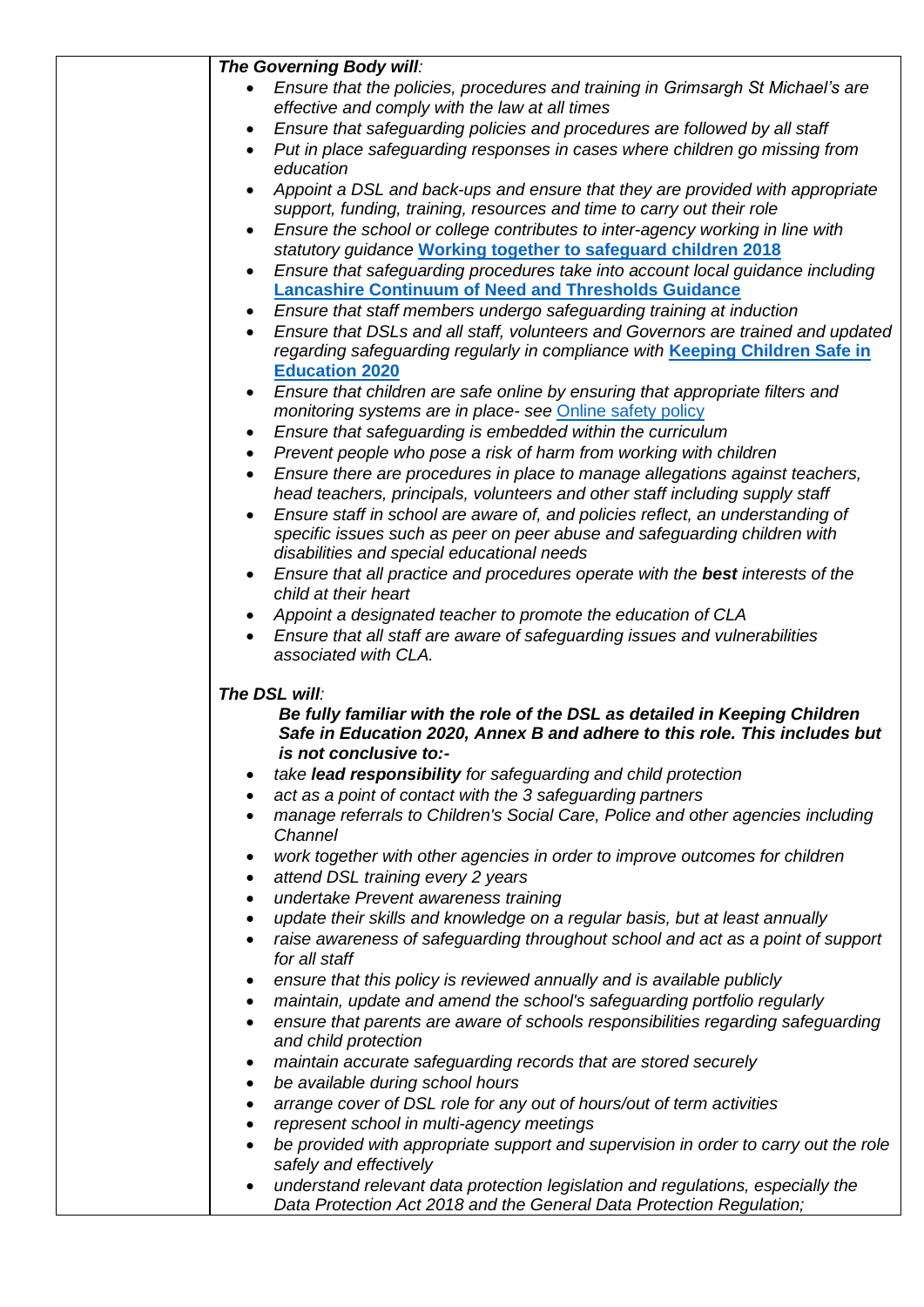***The Governing Body will**:*

- *Ensure that the policies, procedures and training in Grimsargh St Michael's are effective and comply with the law at all times*
- *Ensure that safeguarding policies and procedures are followed by all staff*
- *Put in place safeguarding responses in cases where children go missing from education*
- *Appoint a DSL and back-ups and ensure that they are provided with appropriate support, funding, training, resources and time to carry out their role*
- *Ensure the school or college contributes to inter-agency working in line with statutory guidance **Working together to safeguard children 2018***
- *Ensure that safeguarding procedures take into account local guidance including **Lancashire Continuum of Need and Thresholds Guidance***
- *Ensure that staff members undergo safeguarding training at induction*
- *Ensure that DSLs and all staff, volunteers and Governors are trained and updated regarding safeguarding regularly in compliance with **Keeping Children Safe in Education 2020***
- *Ensure that children are safe online by ensuring that appropriate filters and monitoring systems are in place- see Online safety policy*
- *Ensure that safeguarding is embedded within the curriculum*
- *Prevent people who pose a risk of harm from working with children*
- *Ensure there are procedures in place to manage allegations against teachers, head teachers, principals, volunteers and other staff including supply staff*
- *Ensure staff in school are aware of, and policies reflect, an understanding of specific issues such as peer on peer abuse and safeguarding children with disabilities and special educational needs*
- *Ensure that all practice and procedures operate with the **best** interests of the child at their heart*
- *Appoint a designated teacher to promote the education of CLA*
- *Ensure that all staff are aware of safeguarding issues and vulnerabilities associated with CLA.*

***The DSL will**:*

***Be fully familiar with the role of the DSL as detailed in Keeping Children Safe in Education 2020, Annex B and adhere to this role. This includes but is not conclusive to:-***

- *take **lead responsibility** for safeguarding and child protection*
- *act as a point of contact with the 3 safeguarding partners*
- *manage referrals to Children's Social Care, Police and other agencies including Channel*
- *work together with other agencies in order to improve outcomes for children*
- *attend DSL training every 2 years*
- *undertake Prevent awareness training*
- *update their skills and knowledge on a regular basis, but at least annually*
- *raise awareness of safeguarding throughout school and act as a point of support for all staff*
- *ensure that this policy is reviewed annually and is available publicly*
- *maintain, update and amend the school's safeguarding portfolio regularly*
- *ensure that parents are aware of schools responsibilities regarding safeguarding and child protection*
- *maintain accurate safeguarding records that are stored securely*
- *be available during school hours*
- *arrange cover of DSL role for any out of hours/out of term activities*
- *represent school in multi-agency meetings*
- *be provided with appropriate support and supervision in order to carry out the role safely and effectively*
- *understand relevant data protection legislation and regulations, especially the Data Protection Act 2018 and the General Data Protection Regulation;*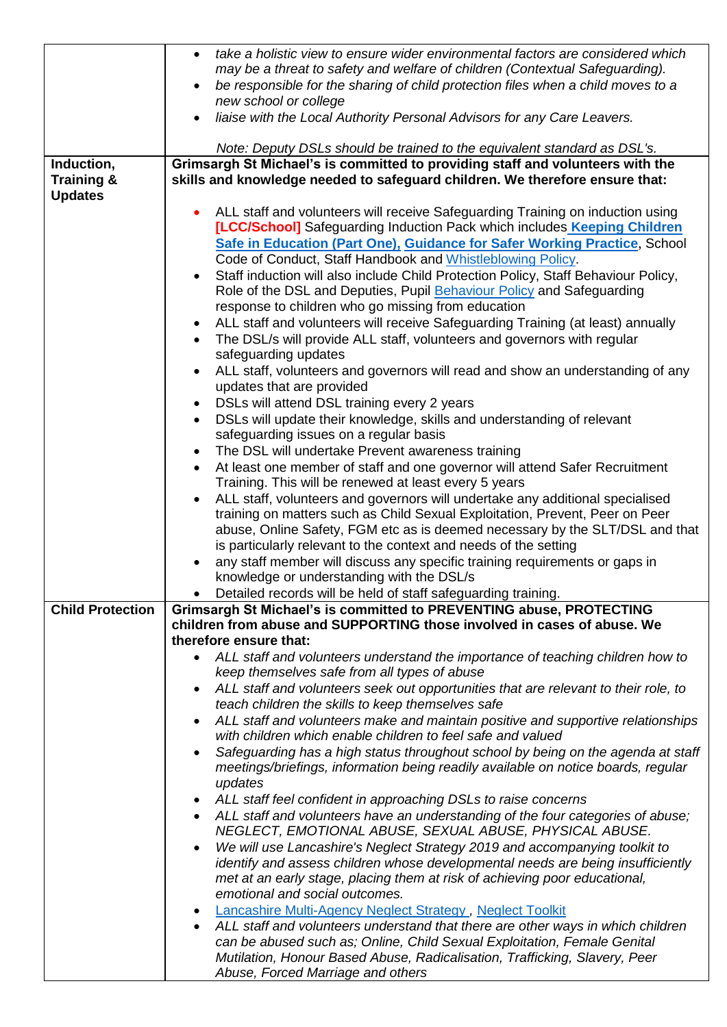| | |
|---|---|
| | • *take a holistic view to ensure wider environmental factors are considered which may be a threat to safety and welfare of children (Contextual Safeguarding).*<br>• *be responsible for the sharing of child protection files when a child moves to a new school or college*<br>• *liaise with the Local Authority Personal Advisors for any Care Leavers.*<br><br>*Note: Deputy DSLs should be trained to the equivalent standard as DSL's.* |
| **Induction, Training & Updates** | **Grimsargh St Michael's is committed to providing staff and volunteers with the skills and knowledge needed to safeguard children. We therefore ensure that:**<br><br>• ALL staff and volunteers will receive Safeguarding Training on induction using **[LCC/School]** Safeguarding Induction Pack which includes **Keeping Children Safe in Education (Part One), Guidance for Safer Working Practice**, School Code of Conduct, Staff Handbook and Whistleblowing Policy.<br>• Staff induction will also include Child Protection Policy, Staff Behaviour Policy, Role of the DSL and Deputies, Pupil Behaviour Policy and Safeguarding response to children who go missing from education<br>• ALL staff and volunteers will receive Safeguarding Training (at least) annually<br>• The DSL/s will provide ALL staff, volunteers and governors with regular safeguarding updates<br>• ALL staff, volunteers and governors will read and show an understanding of any updates that are provided<br>• DSLs will attend DSL training every 2 years<br>• DSLs will update their knowledge, skills and understanding of relevant safeguarding issues on a regular basis<br>• The DSL will undertake Prevent awareness training<br>• At least one member of staff and one governor will attend Safer Recruitment Training. This will be renewed at least every 5 years<br>• ALL staff, volunteers and governors will undertake any additional specialised training on matters such as Child Sexual Exploitation, Prevent, Peer on Peer abuse, Online Safety, FGM etc as is deemed necessary by the SLT/DSL and that is particularly relevant to the context and needs of the setting<br>• any staff member will discuss any specific training requirements or gaps in knowledge or understanding with the DSL/s<br>• Detailed records will be held of staff safeguarding training. |
| **Child Protection** | **Grimsargh St Michael's is committed to PREVENTING abuse, PROTECTING children from abuse and SUPPORTING those involved in cases of abuse. We therefore ensure that:**<br>• *ALL staff and volunteers understand the importance of teaching children how to keep themselves safe from all types of abuse*<br>• *ALL staff and volunteers seek out opportunities that are relevant to their role, to teach children the skills to keep themselves safe*<br>• *ALL staff and volunteers make and maintain positive and supportive relationships with children which enable children to feel safe and valued*<br>• *Safeguarding has a high status throughout school by being on the agenda at staff meetings/briefings, information being readily available on notice boards, regular updates*<br>• *ALL staff feel confident in approaching DSLs to raise concerns*<br>• *ALL staff and volunteers have an understanding of the four categories of abuse; NEGLECT, EMOTIONAL ABUSE, SEXUAL ABUSE, PHYSICAL ABUSE.*<br>• *We will use Lancashire's Neglect Strategy 2019 and accompanying toolkit to identify and assess children whose developmental needs are being insufficiently met at an early stage, placing them at risk of achieving poor educational, emotional and social outcomes.*<br>• Lancashire Multi-Agency Neglect Strategy , Neglect Toolkit<br>• *ALL staff and volunteers understand that there are other ways in which children can be abused such as; Online, Child Sexual Exploitation, Female Genital Mutilation, Honour Based Abuse, Radicalisation, Trafficking, Slavery, Peer Abuse, Forced Marriage and others* |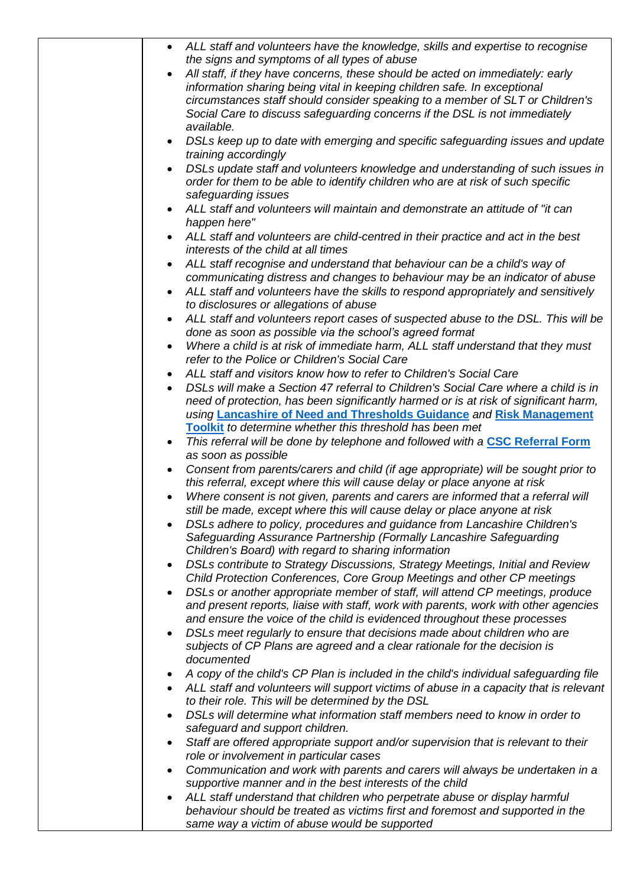| | |
|---|---|
| | <ul><li>*ALL staff and volunteers have the knowledge, skills and expertise to recognise the signs and symptoms of all types of abuse*</li><li>*All staff, if they have concerns, these should be acted on immediately: early information sharing being vital in keeping children safe. In exceptional circumstances staff should consider speaking to a member of SLT or Children's Social Care to discuss safeguarding concerns if the DSL is not immediately available.*</li><li>*DSLs keep up to date with emerging and specific safeguarding issues and update training accordingly*</li><li>*DSLs update staff and volunteers knowledge and understanding of such issues in order for them to be able to identify children who are at risk of such specific safeguarding issues*</li><li>*ALL staff and volunteers will maintain and demonstrate an attitude of "it can happen here"*</li><li>*ALL staff and volunteers are child-centred in their practice and act in the best interests of the child at all times*</li><li>*ALL staff recognise and understand that behaviour can be a child's way of communicating distress and changes to behaviour may be an indicator of abuse*</li><li>*ALL staff and volunteers have the skills to respond appropriately and sensitively to disclosures or allegations of abuse*</li><li>*ALL staff and volunteers report cases of suspected abuse to the DSL. This will be done as soon as possible via the school's agreed format*</li><li>*Where a child is at risk of immediate harm, ALL staff understand that they must refer to the Police or Children's Social Care*</li><li>*ALL staff and visitors know how to refer to Children's Social Care*</li><li>*DSLs will make a Section 47 referral to Children's Social Care where a child is in need of protection, has been significantly harmed or is at risk of significant harm, using* **Lancashire of Need and Thresholds Guidance** *and* **Risk Management Toolkit** *to determine whether this threshold has been met*</li><li>*This referral will be done by telephone and followed with a* **CSC Referral Form** *as soon as possible*</li><li>*Consent from parents/carers and child (if age appropriate) will be sought prior to this referral, except where this will cause delay or place anyone at risk*</li><li>*Where consent is not given, parents and carers are informed that a referral will still be made, except where this will cause delay or place anyone at risk*</li><li>*DSLs adhere to policy, procedures and guidance from Lancashire Children's Safeguarding Assurance Partnership (Formally Lancashire Safeguarding Children's Board) with regard to sharing information*</li><li>*DSLs contribute to Strategy Discussions, Strategy Meetings, Initial and Review Child Protection Conferences, Core Group Meetings and other CP meetings*</li><li>*DSLs or another appropriate member of staff, will attend CP meetings, produce and present reports, liaise with staff, work with parents, work with other agencies and ensure the voice of the child is evidenced throughout these processes*</li><li>*DSLs meet regularly to ensure that decisions made about children who are subjects of CP Plans are agreed and a clear rationale for the decision is documented*</li><li>*A copy of the child's CP Plan is included in the child's individual safeguarding file*</li><li>*ALL staff and volunteers will support victims of abuse in a capacity that is relevant to their role. This will be determined by the DSL*</li><li>*DSLs will determine what information staff members need to know in order to safeguard and support children.*</li><li>*Staff are offered appropriate support and/or supervision that is relevant to their role or involvement in particular cases*</li><li>*Communication and work with parents and carers will always be undertaken in a supportive manner and in the best interests of the child*</li><li>*ALL staff understand that children who perpetrate abuse or display harmful behaviour should be treated as victims first and foremost and supported in the same way a victim of abuse would be supported*</li></ul> |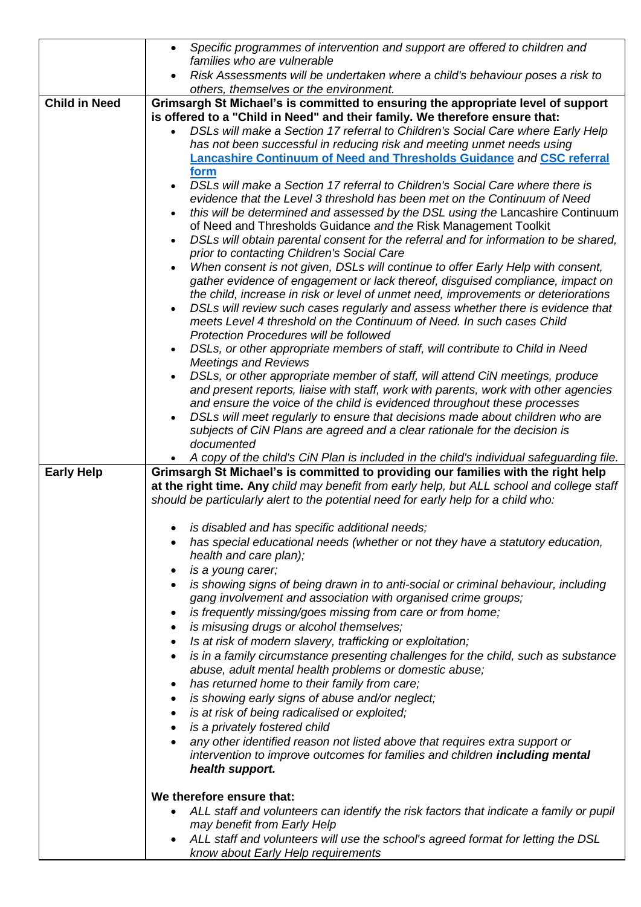| | |
|---|---|
| | • *Specific programmes of intervention and support are offered to children and families who are vulnerable*<br>• *Risk Assessments will be undertaken where a child's behaviour poses a risk to others, themselves or the environment.* |
| **Child in Need** | **Grimsargh St Michael's is committed to ensuring the appropriate level of support is offered to a "Child in Need" and their family. We therefore ensure that:**<br>• *DSLs will make a Section 17 referral to Children's Social Care where Early Help has not been successful in reducing risk and meeting unmet needs using* **Lancashire Continuum of Need and Thresholds Guidance** *and* **CSC referral form**<br>• *DSLs will make a Section 17 referral to Children's Social Care where there is evidence that the Level 3 threshold has been met on the Continuum of Need*<br>• *this will be determined and assessed by the DSL using the* Lancashire Continuum of Need and Thresholds Guidance *and the* Risk Management Toolkit<br>• *DSLs will obtain parental consent for the referral and for information to be shared, prior to contacting Children's Social Care*<br>• *When consent is not given, DSLs will continue to offer Early Help with consent, gather evidence of engagement or lack thereof, disguised compliance, impact on the child, increase in risk or level of unmet need, improvements or deteriorations*<br>• *DSLs will review such cases regularly and assess whether there is evidence that meets Level 4 threshold on the Continuum of Need. In such cases Child Protection Procedures will be followed*<br>• *DSLs, or other appropriate members of staff, will contribute to Child in Need Meetings and Reviews*<br>• *DSLs, or other appropriate member of staff, will attend CiN meetings, produce and present reports, liaise with staff, work with parents, work with other agencies and ensure the voice of the child is evidenced throughout these processes*<br>• *DSLs will meet regularly to ensure that decisions made about children who are subjects of CiN Plans are agreed and a clear rationale for the decision is documented*<br>• *A copy of the child's CiN Plan is included in the child's individual safeguarding file.* |
| **Early Help** | **Grimsargh St Michael's is committed to providing our families with the right help at the right time. Any** *child may benefit from early help, but ALL school and college staff should be particularly alert to the potential need for early help for a child who:*<br><br>• *is disabled and has specific additional needs;*<br>• *has special educational needs (whether or not they have a statutory education, health and care plan);*<br>• *is a young carer;*<br>• *is showing signs of being drawn in to anti-social or criminal behaviour, including gang involvement and association with organised crime groups;*<br>• *is frequently missing/goes missing from care or from home;*<br>• *is misusing drugs or alcohol themselves;*<br>• *Is at risk of modern slavery, trafficking or exploitation;*<br>• *is in a family circumstance presenting challenges for the child, such as substance abuse, adult mental health problems or domestic abuse;*<br>• *has returned home to their family from care;*<br>• *is showing early signs of abuse and/or neglect;*<br>• *is at risk of being radicalised or exploited;*<br>• *is a privately fostered child*<br>• *any other identified reason not listed above that requires extra support or intervention to improve outcomes for families and children* ***including mental health support.***<br><br>**We therefore ensure that:**<br>• *ALL staff and volunteers can identify the risk factors that indicate a family or pupil may benefit from Early Help*<br>• *ALL staff and volunteers will use the school's agreed format for letting the DSL know about Early Help requirements* |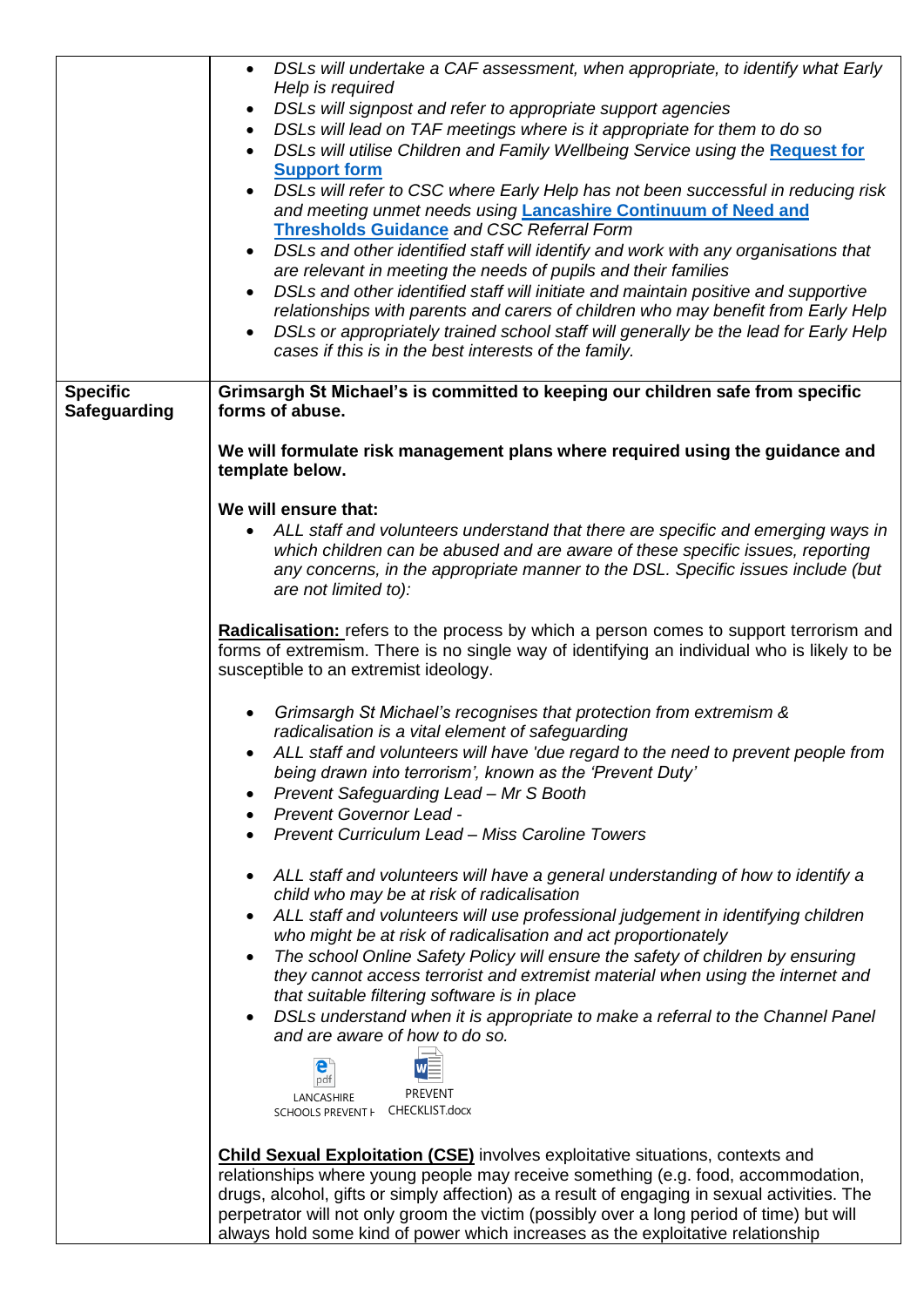| | |
|---|---|
| | • *DSLs will undertake a CAF assessment, when appropriate, to identify what Early Help is required*<br>• *DSLs will signpost and refer to appropriate support agencies*<br>• *DSLs will lead on TAF meetings where is it appropriate for them to do so*<br>• *DSLs will utilise Children and Family Wellbeing Service using the* **Request for Support form**<br>• *DSLs will refer to CSC where Early Help has not been successful in reducing risk and meeting unmet needs using* **Lancashire Continuum of Need and Thresholds Guidance** *and CSC Referral Form*<br>• *DSLs and other identified staff will identify and work with any organisations that are relevant in meeting the needs of pupils and their families*<br>• *DSLs and other identified staff will initiate and maintain positive and supportive relationships with parents and carers of children who may benefit from Early Help*<br>• *DSLs or appropriately trained school staff will generally be the lead for Early Help cases if this is in the best interests of the family.* |
| **Specific Safeguarding** | **Grimsargh St Michael's is committed to keeping our children safe from specific forms of abuse.**<br><br>**We will formulate risk management plans where required using the guidance and template below.**<br><br>**We will ensure that:**<br>• *ALL staff and volunteers understand that there are specific and emerging ways in which children can be abused and are aware of these specific issues, reporting any concerns, in the appropriate manner to the DSL. Specific issues include (but are not limited to):*<br><br>**Radicalisation:** refers to the process by which a person comes to support terrorism and forms of extremism. There is no single way of identifying an individual who is likely to be susceptible to an extremist ideology.<br><br>• *Grimsargh St Michael's recognises that protection from extremism & radicalisation is a vital element of safeguarding*<br>• *ALL staff and volunteers will have 'due regard to the need to prevent people from being drawn into terrorism', known as the 'Prevent Duty'*<br>• *Prevent Safeguarding Lead – Mr S Booth*<br>• *Prevent Governor Lead -*<br>• *Prevent Curriculum Lead – Miss Caroline Towers*<br><br>• *ALL staff and volunteers will have a general understanding of how to identify a child who may be at risk of radicalisation*<br>• *ALL staff and volunteers will use professional judgement in identifying children who might be at risk of radicalisation and act proportionately*<br>• *The school Online Safety Policy will ensure the safety of children by ensuring they cannot access terrorist and extremist material when using the internet and that suitable filtering software is in place*<br>• *DSLs understand when it is appropriate to make a referral to the Channel Panel and are aware of how to do so.*<br><br>LANCASHIRE SCHOOLS PREVENT H &nbsp;&nbsp; PREVENT CHECKLIST.docx<br><br>**Child Sexual Exploitation (CSE)** involves exploitative situations, contexts and relationships where young people may receive something (e.g. food, accommodation, drugs, alcohol, gifts or simply affection) as a result of engaging in sexual activities. The perpetrator will not only groom the victim (possibly over a long period of time) but will always hold some kind of power which increases as the exploitative relationship |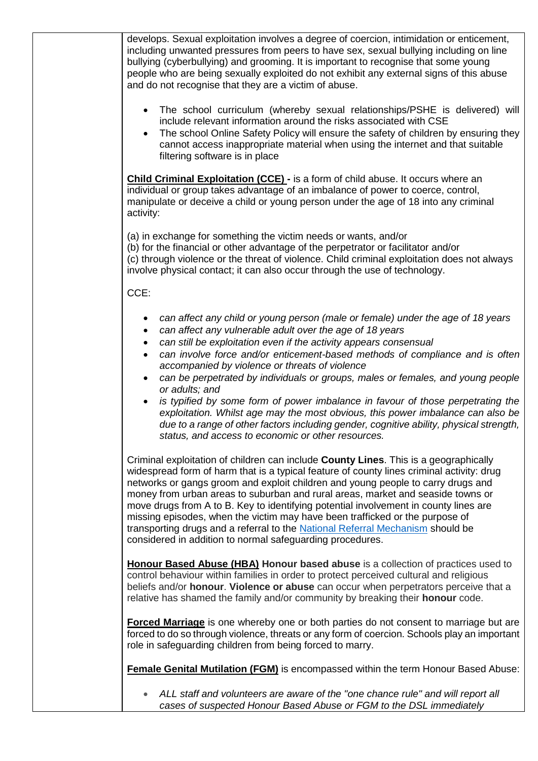develops. Sexual exploitation involves a degree of coercion, intimidation or enticement, including unwanted pressures from peers to have sex, sexual bullying including on line bullying (cyberbullying) and grooming. It is important to recognise that some young people who are being sexually exploited do not exhibit any external signs of this abuse and do not recognise that they are a victim of abuse.

- The school curriculum (whereby sexual relationships/PSHE is delivered) will include relevant information around the risks associated with CSE
- The school Online Safety Policy will ensure the safety of children by ensuring they cannot access inappropriate material when using the internet and that suitable filtering software is in place

**Child Criminal Exploitation (CCE) -** is a form of child abuse. It occurs where an individual or group takes advantage of an imbalance of power to coerce, control, manipulate or deceive a child or young person under the age of 18 into any criminal activity:

(a) in exchange for something the victim needs or wants, and/or
(b) for the financial or other advantage of the perpetrator or facilitator and/or
(c) through violence or the threat of violence. Child criminal exploitation does not always involve physical contact; it can also occur through the use of technology.

CCE:

- *can affect any child or young person (male or female) under the age of 18 years*
- *can affect any vulnerable adult over the age of 18 years*
- *can still be exploitation even if the activity appears consensual*
- *can involve force and/or enticement-based methods of compliance and is often accompanied by violence or threats of violence*
- *can be perpetrated by individuals or groups, males or females, and young people or adults; and*
- *is typified by some form of power imbalance in favour of those perpetrating the exploitation. Whilst age may the most obvious, this power imbalance can also be due to a range of other factors including gender, cognitive ability, physical strength, status, and access to economic or other resources.*

Criminal exploitation of children can include **County Lines**. This is a geographically widespread form of harm that is a typical feature of county lines criminal activity: drug networks or gangs groom and exploit children and young people to carry drugs and money from urban areas to suburban and rural areas, market and seaside towns or move drugs from A to B. Key to identifying potential involvement in county lines are missing episodes, when the victim may have been trafficked or the purpose of transporting drugs and a referral to the National Referral Mechanism should be considered in addition to normal safeguarding procedures.

**Honour Based Abuse (HBA) Honour based abuse** is a collection of practices used to control behaviour within families in order to protect perceived cultural and religious beliefs and/or **honour**. **Violence or abuse** can occur when perpetrators perceive that a relative has shamed the family and/or community by breaking their **honour** code.

**Forced Marriage** is one whereby one or both parties do not consent to marriage but are forced to do so through violence, threats or any form of coercion. Schools play an important role in safeguarding children from being forced to marry.

**Female Genital Mutilation (FGM)** is encompassed within the term Honour Based Abuse:

- *ALL staff and volunteers are aware of the "one chance rule" and will report all cases of suspected Honour Based Abuse or FGM to the DSL immediately*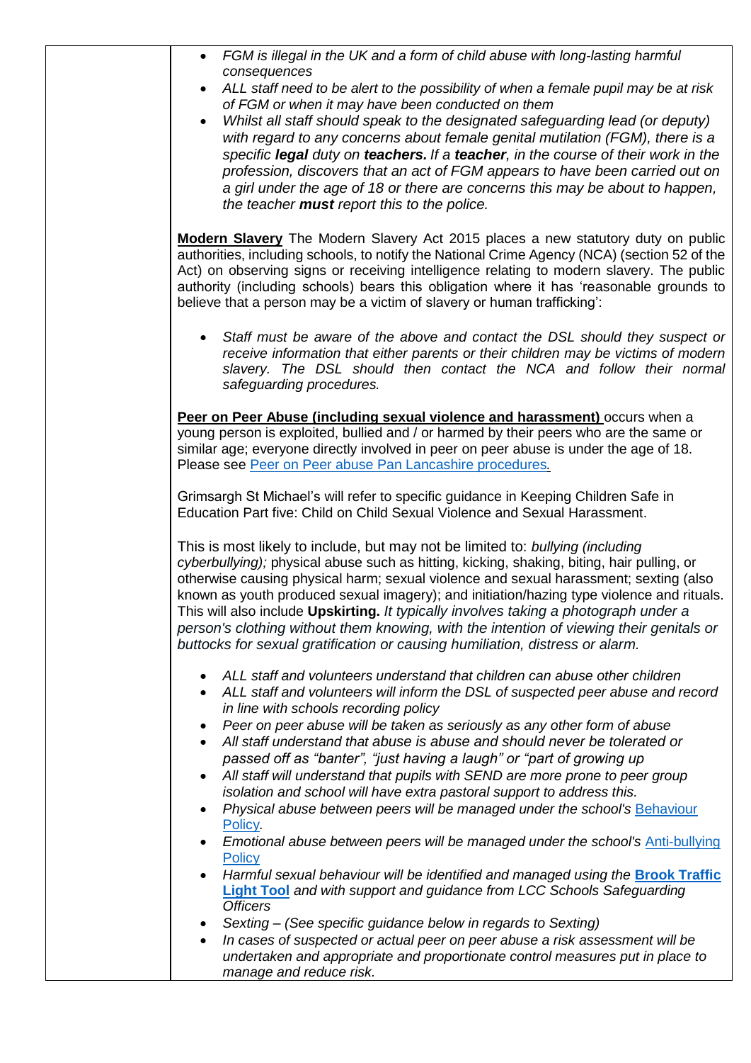- *FGM is illegal in the UK and a form of child abuse with long-lasting harmful consequences*
- *ALL staff need to be alert to the possibility of when a female pupil may be at risk of FGM or when it may have been conducted on them*
- *Whilst all staff should speak to the designated safeguarding lead (or deputy) with regard to any concerns about female genital mutilation (FGM), there is a specific **legal** duty on **teachers.** If a **teacher**, in the course of their work in the profession, discovers that an act of FGM appears to have been carried out on a girl under the age of 18 or there are concerns this may be about to happen, the teacher **must** report this to the police.*

**Modern Slavery** The Modern Slavery Act 2015 places a new statutory duty on public authorities, including schools, to notify the National Crime Agency (NCA) (section 52 of the Act) on observing signs or receiving intelligence relating to modern slavery. The public authority (including schools) bears this obligation where it has 'reasonable grounds to believe that a person may be a victim of slavery or human trafficking':

- *Staff must be aware of the above and contact the DSL should they suspect or receive information that either parents or their children may be victims of modern slavery. The DSL should then contact the NCA and follow their normal safeguarding procedures.*

**Peer on Peer Abuse (including sexual violence and harassment)** occurs when a young person is exploited, bullied and / or harmed by their peers who are the same or similar age; everyone directly involved in peer on peer abuse is under the age of 18. Please see Peer on Peer abuse Pan Lancashire procedures.

Grimsargh St Michael's will refer to specific guidance in Keeping Children Safe in Education Part five: Child on Child Sexual Violence and Sexual Harassment.

This is most likely to include, but may not be limited to: *bullying (including cyberbullying);* physical abuse such as hitting, kicking, shaking, biting, hair pulling, or otherwise causing physical harm; sexual violence and sexual harassment; sexting (also known as youth produced sexual imagery); and initiation/hazing type violence and rituals. This will also include **Upskirting.** *It typically involves taking a photograph under a person's clothing without them knowing, with the intention of viewing their genitals or buttocks for sexual gratification or causing humiliation, distress or alarm.*

- *ALL staff and volunteers understand that children can abuse other children*
- *ALL staff and volunteers will inform the DSL of suspected peer abuse and record in line with schools recording policy*
- *Peer on peer abuse will be taken as seriously as any other form of abuse*
- *All staff understand that abuse is abuse and should never be tolerated or passed off as "banter", "just having a laugh" or "part of growing up*
- *All staff will understand that pupils with SEND are more prone to peer group isolation and school will have extra pastoral support to address this.*
- *Physical abuse between peers will be managed under the school's* Behaviour Policy*.*
- *Emotional abuse between peers will be managed under the school's* Anti-bullying Policy
- *Harmful sexual behaviour will be identified and managed using the* **Brook Traffic Light Tool** *and with support and guidance from LCC Schools Safeguarding Officers*
- *Sexting – (See specific guidance below in regards to Sexting)*
- *In cases of suspected or actual peer on peer abuse a risk assessment will be undertaken and appropriate and proportionate control measures put in place to manage and reduce risk.*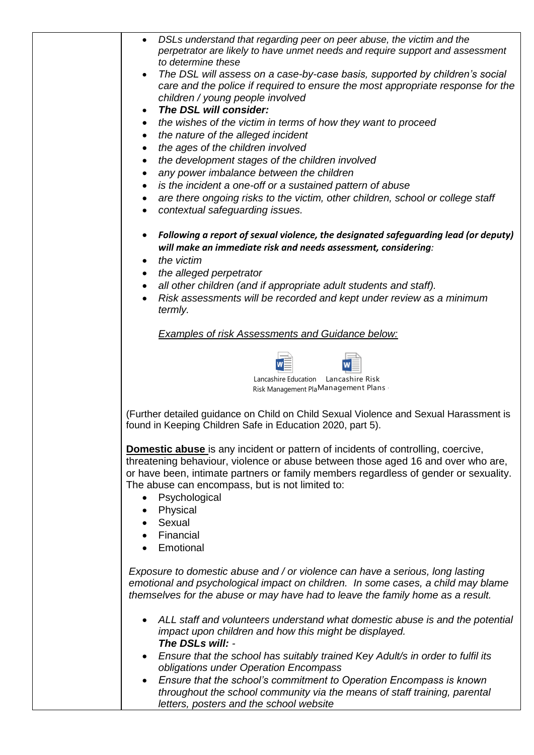- *DSLs understand that regarding peer on peer abuse, the victim and the perpetrator are likely to have unmet needs and require support and assessment to determine these*
- *The DSL will assess on a case-by-case basis, supported by children's social care and the police if required to ensure the most appropriate response for the children / young people involved*
- ***The DSL will consider:***
- *the wishes of the victim in terms of how they want to proceed*
- *the nature of the alleged incident*
- *the ages of the children involved*
- *the development stages of the children involved*
- *any power imbalance between the children*
- *is the incident a one-off or a sustained pattern of abuse*
- *are there ongoing risks to the victim, other children, school or college staff*
- *contextual safeguarding issues.*

- ***Following a report of sexual violence, the designated safeguarding lead (or deputy) will make an immediate risk and needs assessment, considering:***
- *the victim*
- *the alleged perpetrator*
- *all other children (and if appropriate adult students and staff).*
- *Risk assessments will be recorded and kept under review as a minimum termly.*

*Examples of risk Assessments and Guidance below:*

Lancashire Education Risk Management Pla    Lancashire Risk Management Plans

(Further detailed guidance on Child on Child Sexual Violence and Sexual Harassment is found in Keeping Children Safe in Education 2020, part 5).

**Domestic abuse** is any incident or pattern of incidents of controlling, coercive, threatening behaviour, violence or abuse between those aged 16 and over who are, or have been, intimate partners or family members regardless of gender or sexuality. The abuse can encompass, but is not limited to:

- Psychological
- Physical
- Sexual
- Financial
- Emotional

*Exposure to domestic abuse and / or violence can have a serious, long lasting emotional and psychological impact on children. In some cases, a child may blame themselves for the abuse or may have had to leave the family home as a result.*

- *ALL staff and volunteers understand what domestic abuse is and the potential impact upon children and how this might be displayed.*
  ***The DSLs will:*** *-*
- *Ensure that the school has suitably trained Key Adult/s in order to fulfil its obligations under Operation Encompass*
- *Ensure that the school's commitment to Operation Encompass is known throughout the school community via the means of staff training, parental letters, posters and the school website*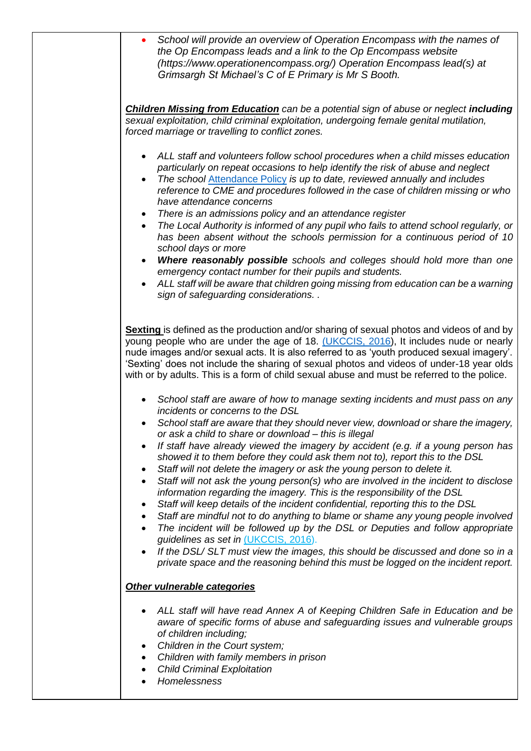- *School will provide an overview of Operation Encompass with the names of the Op Encompass leads and a link to the Op Encompass website (https://www.operationencompass.org/) Operation Encompass lead(s) at Grimsargh St Michael's C of E Primary is Mr S Booth.*

***Children Missing from Education*** *can be a potential sign of abuse or neglect* ***including*** *sexual exploitation, child criminal exploitation, undergoing female genital mutilation, forced marriage or travelling to conflict zones.*

- *ALL staff and volunteers follow school procedures when a child misses education particularly on repeat occasions to help identify the risk of abuse and neglect*
- *The school* Attendance Policy *is up to date, reviewed annually and includes reference to CME and procedures followed in the case of children missing or who have attendance concerns*
- *There is an admissions policy and an attendance register*
- *The Local Authority is informed of any pupil who fails to attend school regularly, or has been absent without the schools permission for a continuous period of 10 school days or more*
- ***Where reasonably possible*** *schools and colleges should hold more than one emergency contact number for their pupils and students.*
- *ALL staff will be aware that children going missing from education can be a warning sign of safeguarding considerations. .*

**Sexting** is defined as the production and/or sharing of sexual photos and videos of and by young people who are under the age of 18. (UKCCIS, 2016), It includes nude or nearly nude images and/or sexual acts. It is also referred to as 'youth produced sexual imagery'. 'Sexting' does not include the sharing of sexual photos and videos of under-18 year olds with or by adults. This is a form of child sexual abuse and must be referred to the police.

- *School staff are aware of how to manage sexting incidents and must pass on any incidents or concerns to the DSL*
- *School staff are aware that they should never view, download or share the imagery, or ask a child to share or download – this is illegal*
- *If staff have already viewed the imagery by accident (e.g. if a young person has showed it to them before they could ask them not to), report this to the DSL*
- *Staff will not delete the imagery or ask the young person to delete it.*
- *Staff will not ask the young person(s) who are involved in the incident to disclose information regarding the imagery. This is the responsibility of the DSL*
- *Staff will keep details of the incident confidential, reporting this to the DSL*
- *Staff are mindful not to do anything to blame or shame any young people involved*
- *The incident will be followed up by the DSL or Deputies and follow appropriate guidelines as set in* (UKCCIS, 2016).
- *If the DSL/ SLT must view the images, this should be discussed and done so in a private space and the reasoning behind this must be logged on the incident report.*

***Other vulnerable categories***

- *ALL staff will have read Annex A of Keeping Children Safe in Education and be aware of specific forms of abuse and safeguarding issues and vulnerable groups of children including;*
- *Children in the Court system;*
- *Children with family members in prison*
- *Child Criminal Exploitation*
- *Homelessness*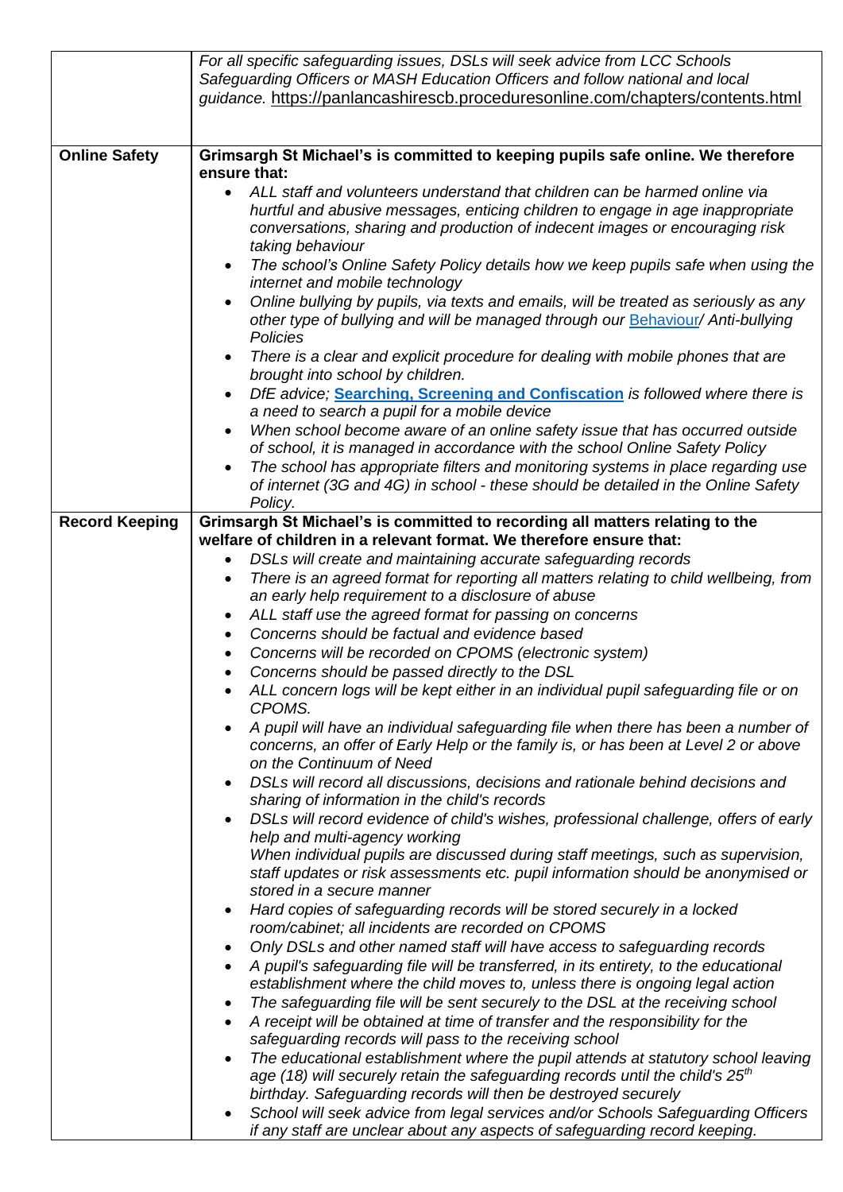| | |
|---|---|
| | *For all specific safeguarding issues, DSLs will seek advice from LCC Schools Safeguarding Officers or MASH Education Officers and follow national and local guidance.* https://panlancashirescb.proceduresonline.com/chapters/contents.html |
| **Online Safety** | **Grimsargh St Michael's is committed to keeping pupils safe online. We therefore ensure that:**<br>• *ALL staff and volunteers understand that children can be harmed online via hurtful and abusive messages, enticing children to engage in age inappropriate conversations, sharing and production of indecent images or encouraging risk taking behaviour*<br>• *The school's Online Safety Policy details how we keep pupils safe when using the internet and mobile technology*<br>• *Online bullying by pupils, via texts and emails, will be treated as seriously as any other type of bullying and will be managed through our* Behaviour*/ Anti-bullying Policies*<br>• *There is a clear and explicit procedure for dealing with mobile phones that are brought into school by children.*<br>• *DfE advice;* **Searching, Screening and Confiscation** *is followed where there is a need to search a pupil for a mobile device*<br>• *When school become aware of an online safety issue that has occurred outside of school, it is managed in accordance with the school Online Safety Policy*<br>• *The school has appropriate filters and monitoring systems in place regarding use of internet (3G and 4G) in school - these should be detailed in the Online Safety Policy.* |
| **Record Keeping** | **Grimsargh St Michael's is committed to recording all matters relating to the welfare of children in a relevant format. We therefore ensure that:**<br>• *DSLs will create and maintaining accurate safeguarding records*<br>• *There is an agreed format for reporting all matters relating to child wellbeing, from an early help requirement to a disclosure of abuse*<br>• *ALL staff use the agreed format for passing on concerns*<br>• *Concerns should be factual and evidence based*<br>• *Concerns will be recorded on CPOMS (electronic system)*<br>• *Concerns should be passed directly to the DSL*<br>• *ALL concern logs will be kept either in an individual pupil safeguarding file or on CPOMS.*<br>• *A pupil will have an individual safeguarding file when there has been a number of concerns, an offer of Early Help or the family is, or has been at Level 2 or above on the Continuum of Need*<br>• *DSLs will record all discussions, decisions and rationale behind decisions and sharing of information in the child's records*<br>• *DSLs will record evidence of child's wishes, professional challenge, offers of early help and multi-agency working*<br>*When individual pupils are discussed during staff meetings, such as supervision, staff updates or risk assessments etc. pupil information should be anonymised or stored in a secure manner*<br>• *Hard copies of safeguarding records will be stored securely in a locked room/cabinet; all incidents are recorded on CPOMS*<br>• *Only DSLs and other named staff will have access to safeguarding records*<br>• *A pupil's safeguarding file will be transferred, in its entirety, to the educational establishment where the child moves to, unless there is ongoing legal action*<br>• *The safeguarding file will be sent securely to the DSL at the receiving school*<br>• *A receipt will be obtained at time of transfer and the responsibility for the safeguarding records will pass to the receiving school*<br>• *The educational establishment where the pupil attends at statutory school leaving age (18) will securely retain the safeguarding records until the child's 25th birthday. Safeguarding records will then be destroyed securely*<br>• *School will seek advice from legal services and/or Schools Safeguarding Officers if any staff are unclear about any aspects of safeguarding record keeping.* |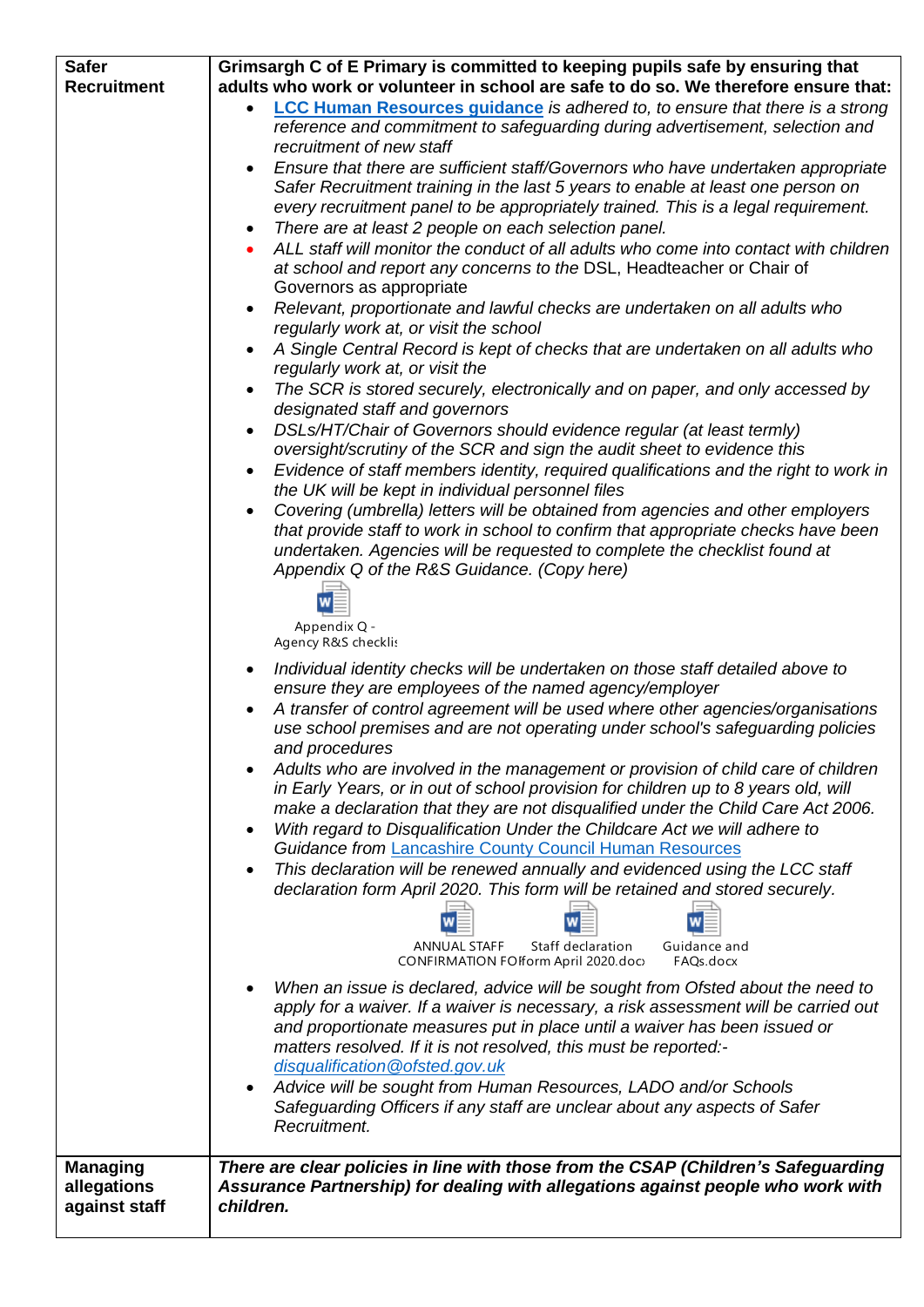| Safer Recruitment | **Grimsargh C of E Primary is committed to keeping pupils safe by ensuring that adults who work or volunteer in school are safe to do so. We therefore ensure that:**<br>• ***LCC Human Resources guidance*** *is adhered to, to ensure that there is a strong reference and commitment to safeguarding during advertisement, selection and recruitment of new staff*<br>• *Ensure that there are sufficient staff/Governors who have undertaken appropriate Safer Recruitment training in the last 5 years to enable at least one person on every recruitment panel to be appropriately trained. This is a legal requirement.*<br>• *There are at least 2 people on each selection panel.*<br>• *ALL staff will monitor the conduct of all adults who come into contact with children at school and report any concerns to the* DSL, Headteacher or Chair of Governors as appropriate<br>• *Relevant, proportionate and lawful checks are undertaken on all adults who regularly work at, or visit the school*<br>• *A Single Central Record is kept of checks that are undertaken on all adults who regularly work at, or visit the*<br>• *The SCR is stored securely, electronically and on paper, and only accessed by designated staff and governors*<br>• *DSLs/HT/Chair of Governors should evidence regular (at least termly) oversight/scrutiny of the SCR and sign the audit sheet to evidence this*<br>• *Evidence of staff members identity, required qualifications and the right to work in the UK will be kept in individual personnel files*<br>• *Covering (umbrella) letters will be obtained from agencies and other employers that provide staff to work in school to confirm that appropriate checks have been undertaken. Agencies will be requested to complete the checklist found at Appendix Q of the R&S Guidance. (Copy here)*<br>Appendix Q - Agency R&S checklis<br>• *Individual identity checks will be undertaken on those staff detailed above to ensure they are employees of the named agency/employer*<br>• *A transfer of control agreement will be used where other agencies/organisations use school premises and are not operating under school's safeguarding policies and procedures*<br>• *Adults who are involved in the management or provision of child care of children in Early Years, or in out of school provision for children up to 8 years old, will make a declaration that they are not disqualified under the Child Care Act 2006.*<br>• *With regard to Disqualification Under the Childcare Act we will adhere to Guidance from* Lancashire County Council Human Resources<br>• *This declaration will be renewed annually and evidenced using the LCC staff declaration form April 2020. This form will be retained and stored securely.*<br>ANNUAL STAFF CONFIRMATION FO &nbsp; Staff declaration form April 2020.doc &nbsp; Guidance and FAQs.docx<br>• *When an issue is declared, advice will be sought from Ofsted about the need to apply for a waiver. If a waiver is necessary, a risk assessment will be carried out and proportionate measures put in place until a waiver has been issued or matters resolved. If it is not resolved, this must be reported:-* *disqualification@ofsted.gov.uk*<br>• *Advice will be sought from Human Resources, LADO and/or Schools Safeguarding Officers if any staff are unclear about any aspects of Safer Recruitment.* |
|---|---|
| Managing allegations against staff | ***There are clear policies in line with those from the CSAP (Children's Safeguarding Assurance Partnership) for dealing with allegations against people who work with children.*** |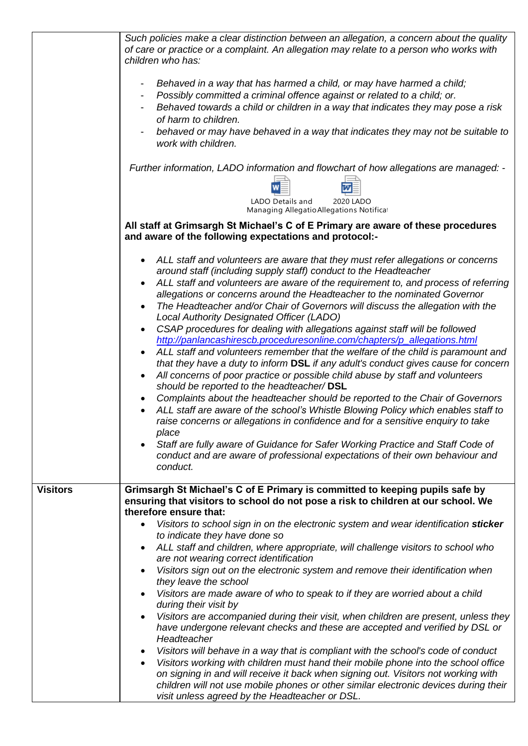| | |
|---|---|
| | *Such policies make a clear distinction between an allegation, a concern about the quality of care or practice or a complaint. An allegation may relate to a person who works with children who has:*<br><br>- *Behaved in a way that has harmed a child, or may have harmed a child;*<br>- *Possibly committed a criminal offence against or related to a child; or.*<br>- *Behaved towards a child or children in a way that indicates they may pose a risk of harm to children.*<br>- *behaved or may have behaved in a way that indicates they may not be suitable to work with children.*<br><br>*Further information, LADO information and flowchart of how allegations are managed: -*<br><br>LADO Details and Managing Allegatio 2020 LADO Allegations Notificat<br><br>**All staff at Grimsargh St Michael's C of E Primary are aware of these procedures and aware of the following expectations and protocol:-**<br><br>- *ALL staff and volunteers are aware that they must refer allegations or concerns around staff (including supply staff) conduct to the Headteacher*<br>- *ALL staff and volunteers are aware of the requirement to, and process of referring allegations or concerns around the Headteacher to the nominated Governor*<br>- *The Headteacher and/or Chair of Governors will discuss the allegation with the Local Authority Designated Officer (LADO)*<br>- *CSAP procedures for dealing with allegations against staff will be followed http://panlancashirescb.proceduresonline.com/chapters/p_allegations.html*<br>- *ALL staff and volunteers remember that the welfare of the child is paramount and that they have a duty to inform* **DSL** *if any adult's conduct gives cause for concern*<br>- *All concerns of poor practice or possible child abuse by staff and volunteers should be reported to the headteacher/* **DSL**<br>- *Complaints about the headteacher should be reported to the Chair of Governors*<br>- *ALL staff are aware of the school's Whistle Blowing Policy which enables staff to raise concerns or allegations in confidence and for a sensitive enquiry to take place*<br>- *Staff are fully aware of Guidance for Safer Working Practice and Staff Code of conduct and are aware of professional expectations of their own behaviour and conduct.* |
| **Visitors** | **Grimsargh St Michael's C of E Primary is committed to keeping pupils safe by ensuring that visitors to school do not pose a risk to children at our school. We therefore ensure that:**<br><br>- *Visitors to school sign in on the electronic system and wear identification* ***sticker*** *to indicate they have done so*<br>- *ALL staff and children, where appropriate, will challenge visitors to school who are not wearing correct identification*<br>- *Visitors sign out on the electronic system and remove their identification when they leave the school*<br>- *Visitors are made aware of who to speak to if they are worried about a child during their visit by*<br>- *Visitors are accompanied during their visit, when children are present, unless they have undergone relevant checks and these are accepted and verified by DSL or Headteacher*<br>- *Visitors will behave in a way that is compliant with the school's code of conduct*<br>- *Visitors working with children must hand their mobile phone into the school office on signing in and will receive it back when signing out. Visitors not working with children will not use mobile phones or other similar electronic devices during their visit unless agreed by the Headteacher or DSL.* |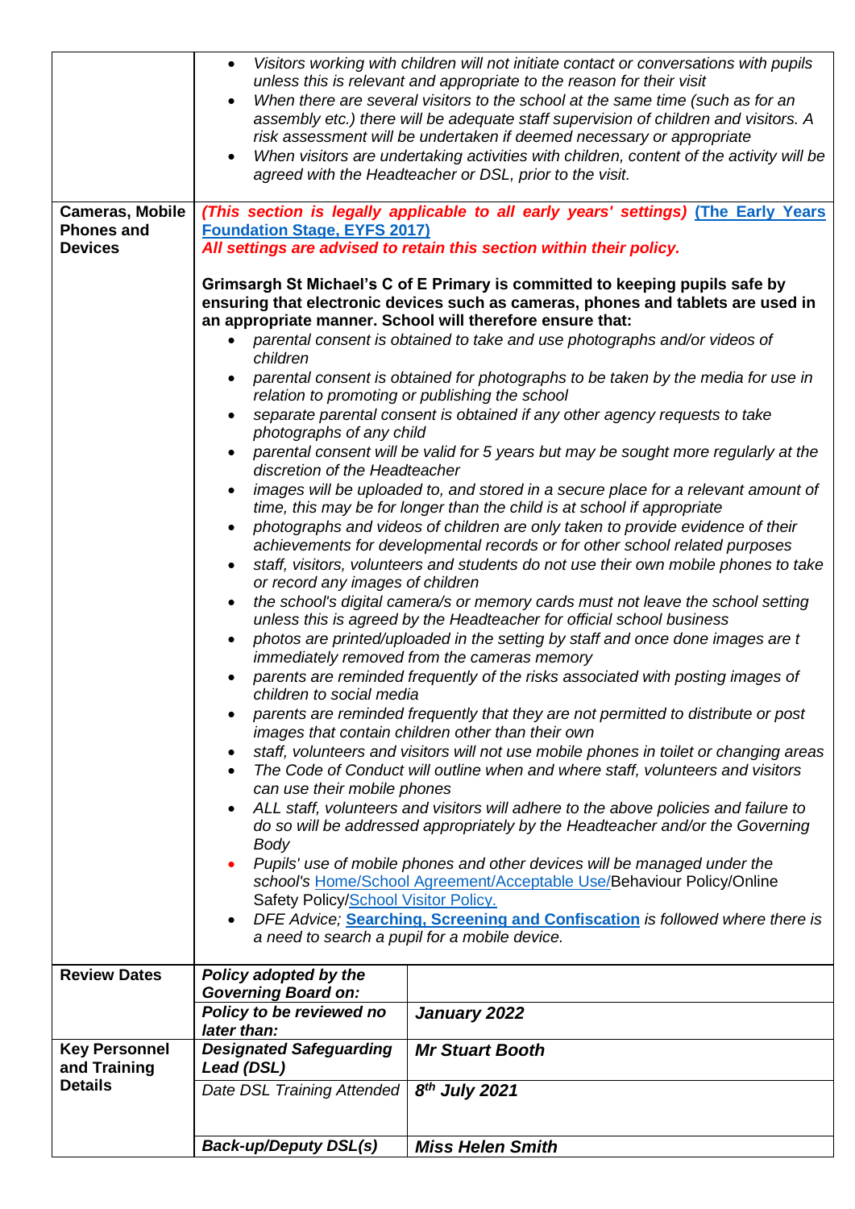| | | |
|---|---|---|
| | • *Visitors working with children will not initiate contact or conversations with pupils unless this is relevant and appropriate to the reason for their visit*<br>• *When there are several visitors to the school at the same time (such as for an assembly etc.) there will be adequate staff supervision of children and visitors. A risk assessment will be undertaken if deemed necessary or appropriate*<br>• *When visitors are undertaking activities with children, content of the activity will be agreed with the Headteacher or DSL, prior to the visit.* | |
| **Cameras, Mobile Phones and Devices** | ***(This section is legally applicable to all early years' settings)*** **The Early Years Foundation Stage, EYFS 2017)**<br>***All settings are advised to retain this section within their policy.***<br><br>**Grimsargh St Michael's C of E Primary is committed to keeping pupils safe by ensuring that electronic devices such as cameras, phones and tablets are used in an appropriate manner. School will therefore ensure that:**<br>• *parental consent is obtained to take and use photographs and/or videos of children*<br>• *parental consent is obtained for photographs to be taken by the media for use in relation to promoting or publishing the school*<br>• *separate parental consent is obtained if any other agency requests to take photographs of any child*<br>• *parental consent will be valid for 5 years but may be sought more regularly at the discretion of the Headteacher*<br>• *images will be uploaded to, and stored in a secure place for a relevant amount of time, this may be for longer than the child is at school if appropriate*<br>• *photographs and videos of children are only taken to provide evidence of their achievements for developmental records or for other school related purposes*<br>• *staff, visitors, volunteers and students do not use their own mobile phones to take or record any images of children*<br>• *the school's digital camera/s or memory cards must not leave the school setting unless this is agreed by the Headteacher for official school business*<br>• *photos are printed/uploaded in the setting by staff and once done images are t immediately removed from the cameras memory*<br>• *parents are reminded frequently of the risks associated with posting images of children to social media*<br>• *parents are reminded frequently that they are not permitted to distribute or post images that contain children other than their own*<br>• *staff, volunteers and visitors will not use mobile phones in toilet or changing areas*<br>• *The Code of Conduct will outline when and where staff, volunteers and visitors can use their mobile phones*<br>• *ALL staff, volunteers and visitors will adhere to the above policies and failure to do so will be addressed appropriately by the Headteacher and/or the Governing Body*<br>• *Pupils' use of mobile phones and other devices will be managed under the school's* Home/School Agreement/Acceptable Use/Behaviour Policy/Online Safety Policy/School Visitor Policy.<br>• *DFE Advice;* ***Searching, Screening and Confiscation*** *is followed where there is a need to search a pupil for a mobile device.* | |
| **Review Dates** | ***Policy adopted by the Governing Board on:*** | |
| | ***Policy to be reviewed no later than:*** | ***January 2022*** |
| **Key Personnel and Training Details** | ***Designated Safeguarding Lead (DSL)*** | ***Mr Stuart Booth*** |
| | *Date DSL Training Attended* | ***8th July 2021*** |
| | ***Back-up/Deputy DSL(s)*** | ***Miss Helen Smith*** |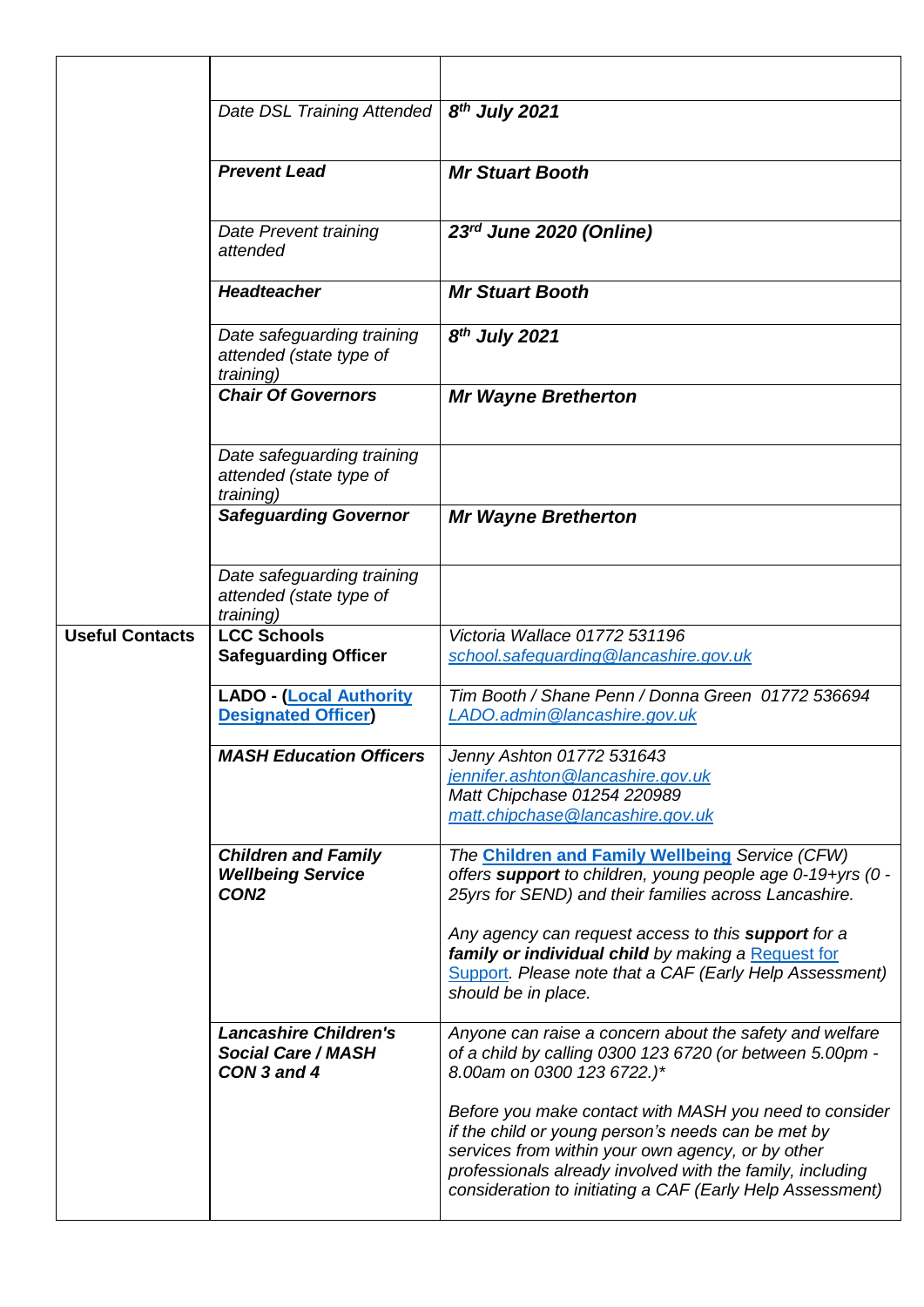| | | |
|---|---|---|
| | | |
| | *Date DSL Training Attended* | ***8th July 2021*** |
| | ***Prevent Lead*** | ***Mr Stuart Booth*** |
| | *Date Prevent training attended* | ***23rd June 2020 (Online)*** |
| | ***Headteacher*** | ***Mr Stuart Booth*** |
| | *Date safeguarding training attended (state type of training)* | ***8th July 2021*** |
| | ***Chair Of Governors*** | ***Mr Wayne Bretherton*** |
| | *Date safeguarding training attended (state type of training)* | |
| | ***Safeguarding Governor*** | ***Mr Wayne Bretherton*** |
| | *Date safeguarding training attended (state type of training)* | |
| **Useful Contacts** | **LCC Schools Safeguarding Officer** | *Victoria Wallace 01772 531196* *school.safeguarding@lancashire.gov.uk* |
| | **LADO - (Local Authority Designated Officer)** | *Tim Booth / Shane Penn / Donna Green 01772 536694* *LADO.admin@lancashire.gov.uk* |
| | ***MASH Education Officers*** | *Jenny Ashton 01772 531643* *jennifer.ashton@lancashire.gov.uk* *Matt Chipchase 01254 220989* *matt.chipchase@lancashire.gov.uk* |
| | ***Children and Family Wellbeing Service CON2*** | *The **Children and Family Wellbeing** Service (CFW) offers **support** to children, young people age 0-19+yrs (0 - 25yrs for SEND) and their families across Lancashire.* <br><br> *Any agency can request access to this **support** for a **family or individual child** by making a* Request for Support*. Please note that a CAF (Early Help Assessment) should be in place.* |
| | ***Lancashire Children's Social Care / MASH CON 3 and 4*** | *Anyone can raise a concern about the safety and welfare of a child by calling 0300 123 6720 (or between 5.00pm - 8.00am on 0300 123 6722.)** <br><br> *Before you make contact with MASH you need to consider if the child or young person's needs can be met by services from within your own agency, or by other professionals already involved with the family, including consideration to initiating a CAF (Early Help Assessment)* |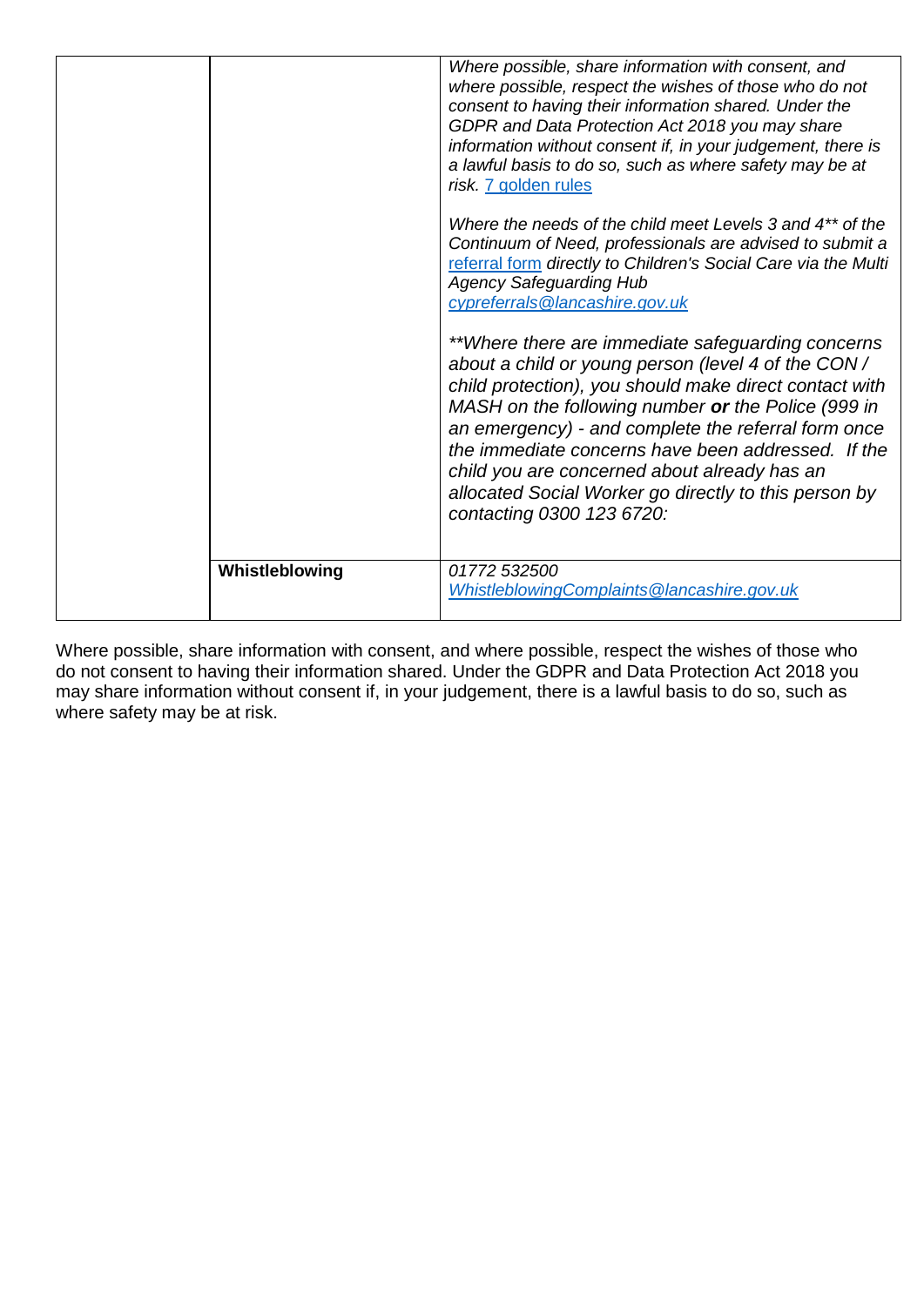| | | |
|---|---|---|
| | | *Where possible, share information with consent, and where possible, respect the wishes of those who do not consent to having their information shared. Under the GDPR and Data Protection Act 2018 you may share information without consent if, in your judgement, there is a lawful basis to do so, such as where safety may be at risk.* 7 golden rules<br><br>*Where the needs of the child meet Levels 3 and 4\*\* of the Continuum of Need, professionals are advised to submit a* referral form *directly to Children's Social Care via the Multi Agency Safeguarding Hub* *cypreferrals@lancashire.gov.uk*<br><br>*\*\*Where there are immediate safeguarding concerns about a child or young person (level 4 of the CON / child protection), you should make direct contact with MASH on the following number* ***or*** *the Police (999 in an emergency) - and complete the referral form once the immediate concerns have been addressed. If the child you are concerned about already has an allocated Social Worker go directly to this person by contacting 0300 123 6720:* |
| | **Whistleblowing** | *01772 532500*<br>*WhistleblowingComplaints@lancashire.gov.uk* |

Where possible, share information with consent, and where possible, respect the wishes of those who do not consent to having their information shared. Under the GDPR and Data Protection Act 2018 you may share information without consent if, in your judgement, there is a lawful basis to do so, such as where safety may be at risk.